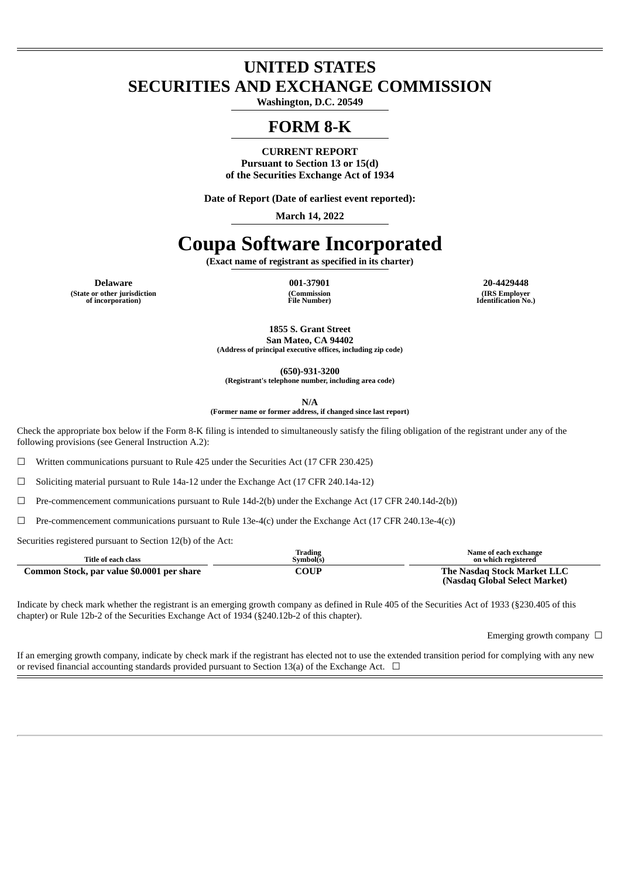# UNITED STATES
# SECURITIES AND EXCHANGE COMMISSION

**Washington, D.C. 20549**

# FORM 8-K

**CURRENT REPORT**
**Pursuant to Section 13 or 15(d)**
**of the Securities Exchange Act of 1934**

**Date of Report (Date of earliest event reported):**

**March 14, 2022**

# Coupa Software Incorporated

**(Exact name of registrant as specified in its charter)**

| Delaware | 001-37901 | 20-4429448 |
|---|---|---|
| (State or other jurisdiction of incorporation) | (Commission File Number) | (IRS Employer Identification No.) |

**1855 S. Grant Street**
**San Mateo, CA 94402**
**(Address of principal executive offices, including zip code)**

**(650)-931-3200**
**(Registrant's telephone number, including area code)**

**N/A**
**(Former name or former address, if changed since last report)**

Check the appropriate box below if the Form 8-K filing is intended to simultaneously satisfy the filing obligation of the registrant under any of the following provisions (see General Instruction A.2):

☐ Written communications pursuant to Rule 425 under the Securities Act (17 CFR 230.425)

☐ Soliciting material pursuant to Rule 14a-12 under the Exchange Act (17 CFR 240.14a-12)

☐ Pre-commencement communications pursuant to Rule 14d-2(b) under the Exchange Act (17 CFR 240.14d-2(b))

☐ Pre-commencement communications pursuant to Rule 13e-4(c) under the Exchange Act (17 CFR 240.13e-4(c))

Securities registered pursuant to Section 12(b) of the Act:

| Title of each class | Trading Symbol(s) | Name of each exchange on which registered |
|---|---|---|
| **Common Stock, par value $0.0001 per share** | **COUP** | **The Nasdaq Stock Market LLC (Nasdaq Global Select Market)** |

Indicate by check mark whether the registrant is an emerging growth company as defined in Rule 405 of the Securities Act of 1933 (§230.405 of this chapter) or Rule 12b-2 of the Securities Exchange Act of 1934 (§240.12b-2 of this chapter).

Emerging growth company ☐

If an emerging growth company, indicate by check mark if the registrant has elected not to use the extended transition period for complying with any new or revised financial accounting standards provided pursuant to Section 13(a) of the Exchange Act. ☐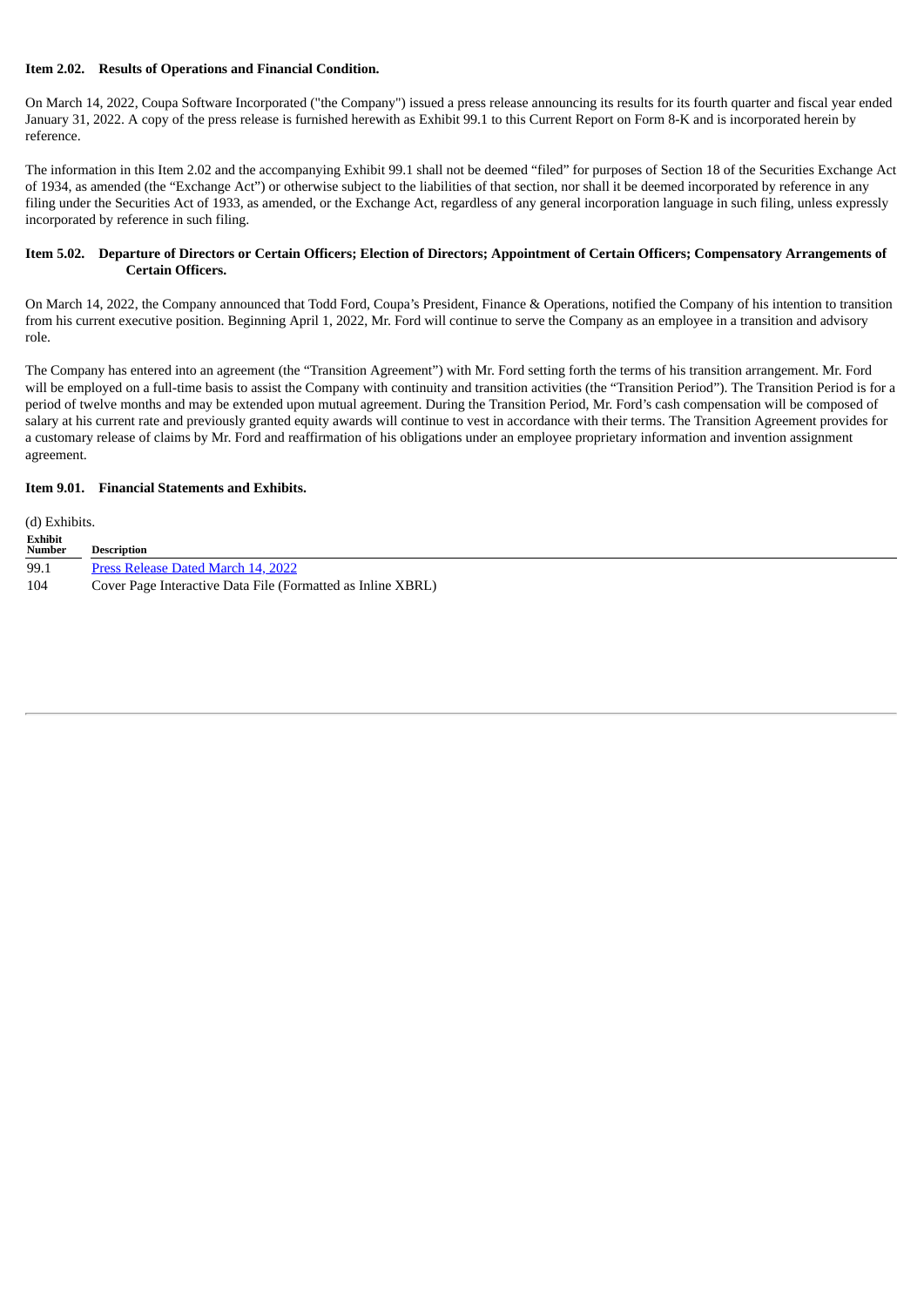**Item 2.02. Results of Operations and Financial Condition.**

On March 14, 2022, Coupa Software Incorporated ("the Company") issued a press release announcing its results for its fourth quarter and fiscal year ended January 31, 2022. A copy of the press release is furnished herewith as Exhibit 99.1 to this Current Report on Form 8-K and is incorporated herein by reference.

The information in this Item 2.02 and the accompanying Exhibit 99.1 shall not be deemed "filed" for purposes of Section 18 of the Securities Exchange Act of 1934, as amended (the "Exchange Act") or otherwise subject to the liabilities of that section, nor shall it be deemed incorporated by reference in any filing under the Securities Act of 1933, as amended, or the Exchange Act, regardless of any general incorporation language in such filing, unless expressly incorporated by reference in such filing.

**Item 5.02. Departure of Directors or Certain Officers; Election of Directors; Appointment of Certain Officers; Compensatory Arrangements of Certain Officers.**

On March 14, 2022, the Company announced that Todd Ford, Coupa's President, Finance & Operations, notified the Company of his intention to transition from his current executive position. Beginning April 1, 2022, Mr. Ford will continue to serve the Company as an employee in a transition and advisory role.

The Company has entered into an agreement (the "Transition Agreement") with Mr. Ford setting forth the terms of his transition arrangement. Mr. Ford will be employed on a full-time basis to assist the Company with continuity and transition activities (the "Transition Period"). The Transition Period is for a period of twelve months and may be extended upon mutual agreement. During the Transition Period, Mr. Ford's cash compensation will be composed of salary at his current rate and previously granted equity awards will continue to vest in accordance with their terms. The Transition Agreement provides for a customary release of claims by Mr. Ford and reaffirmation of his obligations under an employee proprietary information and invention assignment agreement.

**Item 9.01. Financial Statements and Exhibits.**

(d) Exhibits.

| Exhibit Number | Description |
|---|---|
| 99.1 | Press Release Dated March 14, 2022 |
| 104 | Cover Page Interactive Data File (Formatted as Inline XBRL) |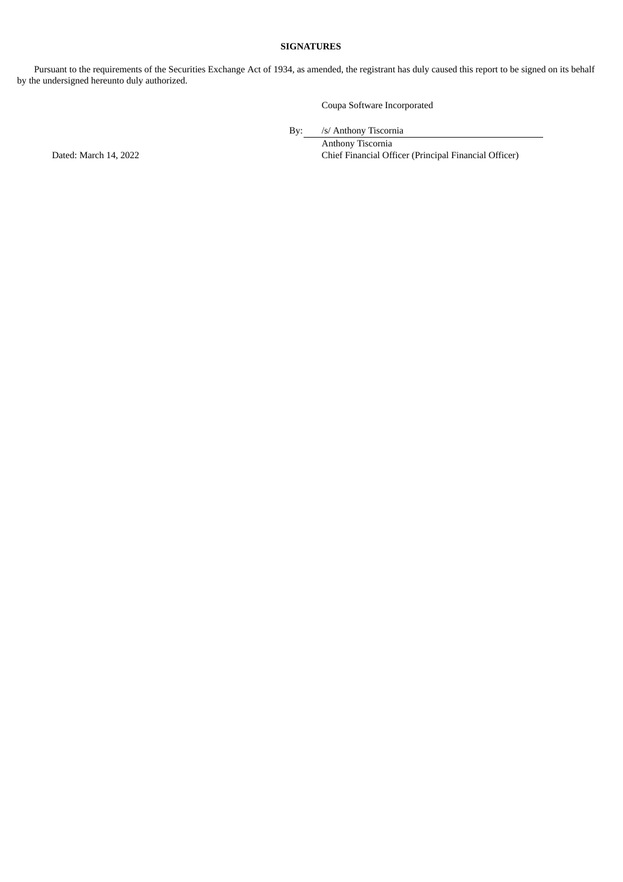**SIGNATURES**

Pursuant to the requirements of the Securities Exchange Act of 1934, as amended, the registrant has duly caused this report to be signed on its behalf by the undersigned hereunto duly authorized.

Coupa Software Incorporated

By: /s/ Anthony Tiscornia

Anthony Tiscornia

Chief Financial Officer (Principal Financial Officer)

Dated: March 14, 2022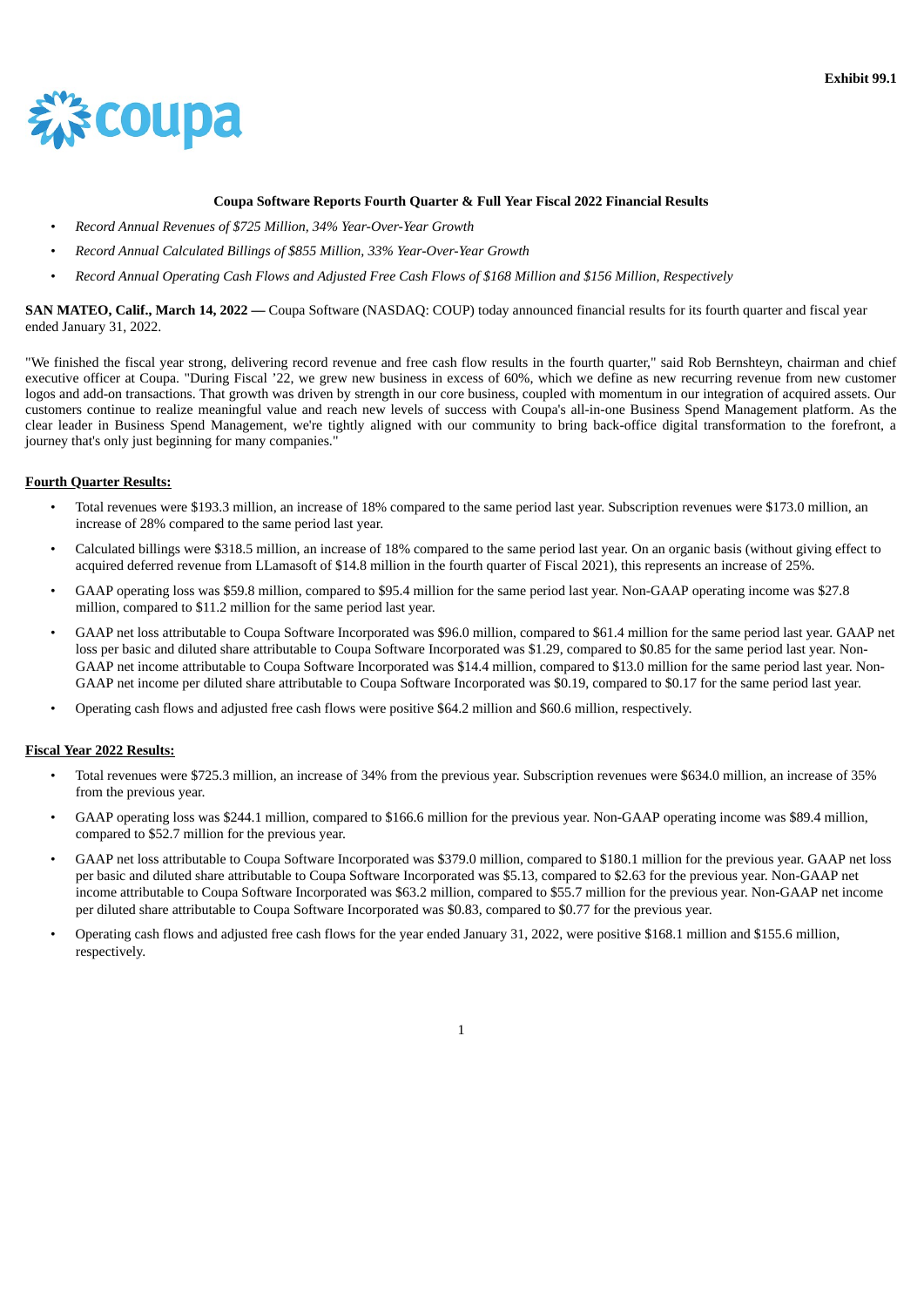Exhibit 99.1

coupa

**Coupa Software Reports Fourth Quarter & Full Year Fiscal 2022 Financial Results**

- *Record Annual Revenues of $725 Million, 34% Year-Over-Year Growth*
- *Record Annual Calculated Billings of $855 Million, 33% Year-Over-Year Growth*
- *Record Annual Operating Cash Flows and Adjusted Free Cash Flows of $168 Million and $156 Million, Respectively*

**SAN MATEO, Calif., March 14, 2022 —** Coupa Software (NASDAQ: COUP) today announced financial results for its fourth quarter and fiscal year ended January 31, 2022.

"We finished the fiscal year strong, delivering record revenue and free cash flow results in the fourth quarter," said Rob Bernshteyn, chairman and chief executive officer at Coupa. "During Fiscal '22, we grew new business in excess of 60%, which we define as new recurring revenue from new customer logos and add-on transactions. That growth was driven by strength in our core business, coupled with momentum in our integration of acquired assets. Our customers continue to realize meaningful value and reach new levels of success with Coupa's all-in-one Business Spend Management platform. As the clear leader in Business Spend Management, we're tightly aligned with our community to bring back-office digital transformation to the forefront, a journey that's only just beginning for many companies."

**Fourth Quarter Results:**

- Total revenues were $193.3 million, an increase of 18% compared to the same period last year. Subscription revenues were $173.0 million, an increase of 28% compared to the same period last year.
- Calculated billings were $318.5 million, an increase of 18% compared to the same period last year. On an organic basis (without giving effect to acquired deferred revenue from LLamasoft of $14.8 million in the fourth quarter of Fiscal 2021), this represents an increase of 25%.
- GAAP operating loss was $59.8 million, compared to $95.4 million for the same period last year. Non-GAAP operating income was $27.8 million, compared to $11.2 million for the same period last year.
- GAAP net loss attributable to Coupa Software Incorporated was $96.0 million, compared to $61.4 million for the same period last year. GAAP net loss per basic and diluted share attributable to Coupa Software Incorporated was $1.29, compared to $0.85 for the same period last year. Non-GAAP net income attributable to Coupa Software Incorporated was $14.4 million, compared to $13.0 million for the same period last year. Non-GAAP net income per diluted share attributable to Coupa Software Incorporated was $0.19, compared to $0.17 for the same period last year.
- Operating cash flows and adjusted free cash flows were positive $64.2 million and $60.6 million, respectively.

**Fiscal Year 2022 Results:**

- Total revenues were $725.3 million, an increase of 34% from the previous year. Subscription revenues were $634.0 million, an increase of 35% from the previous year.
- GAAP operating loss was $244.1 million, compared to $166.6 million for the previous year. Non-GAAP operating income was $89.4 million, compared to $52.7 million for the previous year.
- GAAP net loss attributable to Coupa Software Incorporated was $379.0 million, compared to $180.1 million for the previous year. GAAP net loss per basic and diluted share attributable to Coupa Software Incorporated was $5.13, compared to $2.63 for the previous year. Non-GAAP net income attributable to Coupa Software Incorporated was $63.2 million, compared to $55.7 million for the previous year. Non-GAAP net income per diluted share attributable to Coupa Software Incorporated was $0.83, compared to $0.77 for the previous year.
- Operating cash flows and adjusted free cash flows for the year ended January 31, 2022, were positive $168.1 million and $155.6 million, respectively.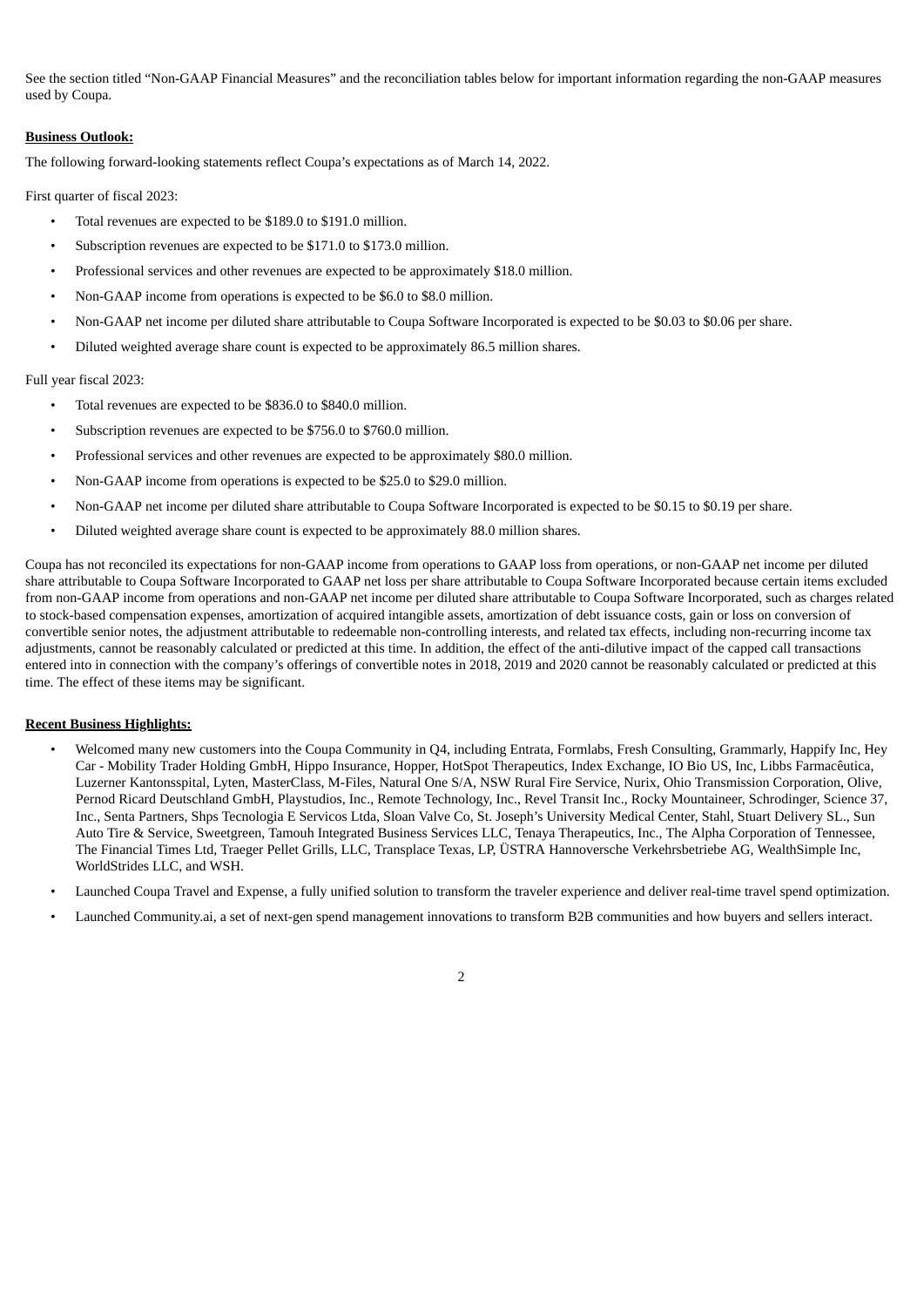See the section titled "Non-GAAP Financial Measures" and the reconciliation tables below for important information regarding the non-GAAP measures used by Coupa.

**Business Outlook:**

The following forward-looking statements reflect Coupa's expectations as of March 14, 2022.

First quarter of fiscal 2023:

- Total revenues are expected to be $189.0 to $191.0 million.
- Subscription revenues are expected to be $171.0 to $173.0 million.
- Professional services and other revenues are expected to be approximately $18.0 million.
- Non-GAAP income from operations is expected to be $6.0 to $8.0 million.
- Non-GAAP net income per diluted share attributable to Coupa Software Incorporated is expected to be $0.03 to $0.06 per share.
- Diluted weighted average share count is expected to be approximately 86.5 million shares.

Full year fiscal 2023:

- Total revenues are expected to be $836.0 to $840.0 million.
- Subscription revenues are expected to be $756.0 to $760.0 million.
- Professional services and other revenues are expected to be approximately $80.0 million.
- Non-GAAP income from operations is expected to be $25.0 to $29.0 million.
- Non-GAAP net income per diluted share attributable to Coupa Software Incorporated is expected to be $0.15 to $0.19 per share.
- Diluted weighted average share count is expected to be approximately 88.0 million shares.

Coupa has not reconciled its expectations for non-GAAP income from operations to GAAP loss from operations, or non-GAAP net income per diluted share attributable to Coupa Software Incorporated to GAAP net loss per share attributable to Coupa Software Incorporated because certain items excluded from non-GAAP income from operations and non-GAAP net income per diluted share attributable to Coupa Software Incorporated, such as charges related to stock-based compensation expenses, amortization of acquired intangible assets, amortization of debt issuance costs, gain or loss on conversion of convertible senior notes, the adjustment attributable to redeemable non-controlling interests, and related tax effects, including non-recurring income tax adjustments, cannot be reasonably calculated or predicted at this time. In addition, the effect of the anti-dilutive impact of the capped call transactions entered into in connection with the company's offerings of convertible notes in 2018, 2019 and 2020 cannot be reasonably calculated or predicted at this time. The effect of these items may be significant.

**Recent Business Highlights:**

- Welcomed many new customers into the Coupa Community in Q4, including Entrata, Formlabs, Fresh Consulting, Grammarly, Happify Inc, Hey Car - Mobility Trader Holding GmbH, Hippo Insurance, Hopper, HotSpot Therapeutics, Index Exchange, IO Bio US, Inc, Libbs Farmacêutica, Luzerner Kantonsspital, Lyten, MasterClass, M-Files, Natural One S/A, NSW Rural Fire Service, Nurix, Ohio Transmission Corporation, Olive, Pernod Ricard Deutschland GmbH, Playstudios, Inc., Remote Technology, Inc., Revel Transit Inc., Rocky Mountaineer, Schrodinger, Science 37, Inc., Senta Partners, Shps Tecnologia E Servicos Ltda, Sloan Valve Co, St. Joseph's University Medical Center, Stahl, Stuart Delivery SL., Sun Auto Tire & Service, Sweetgreen, Tamouh Integrated Business Services LLC, Tenaya Therapeutics, Inc., The Alpha Corporation of Tennessee, The Financial Times Ltd, Traeger Pellet Grills, LLC, Transplace Texas, LP, ÜSTRA Hannoversche Verkehrsbetriebe AG, WealthSimple Inc, WorldStrides LLC, and WSH.
- Launched Coupa Travel and Expense, a fully unified solution to transform the traveler experience and deliver real-time travel spend optimization.
- Launched Community.ai, a set of next-gen spend management innovations to transform B2B communities and how buyers and sellers interact.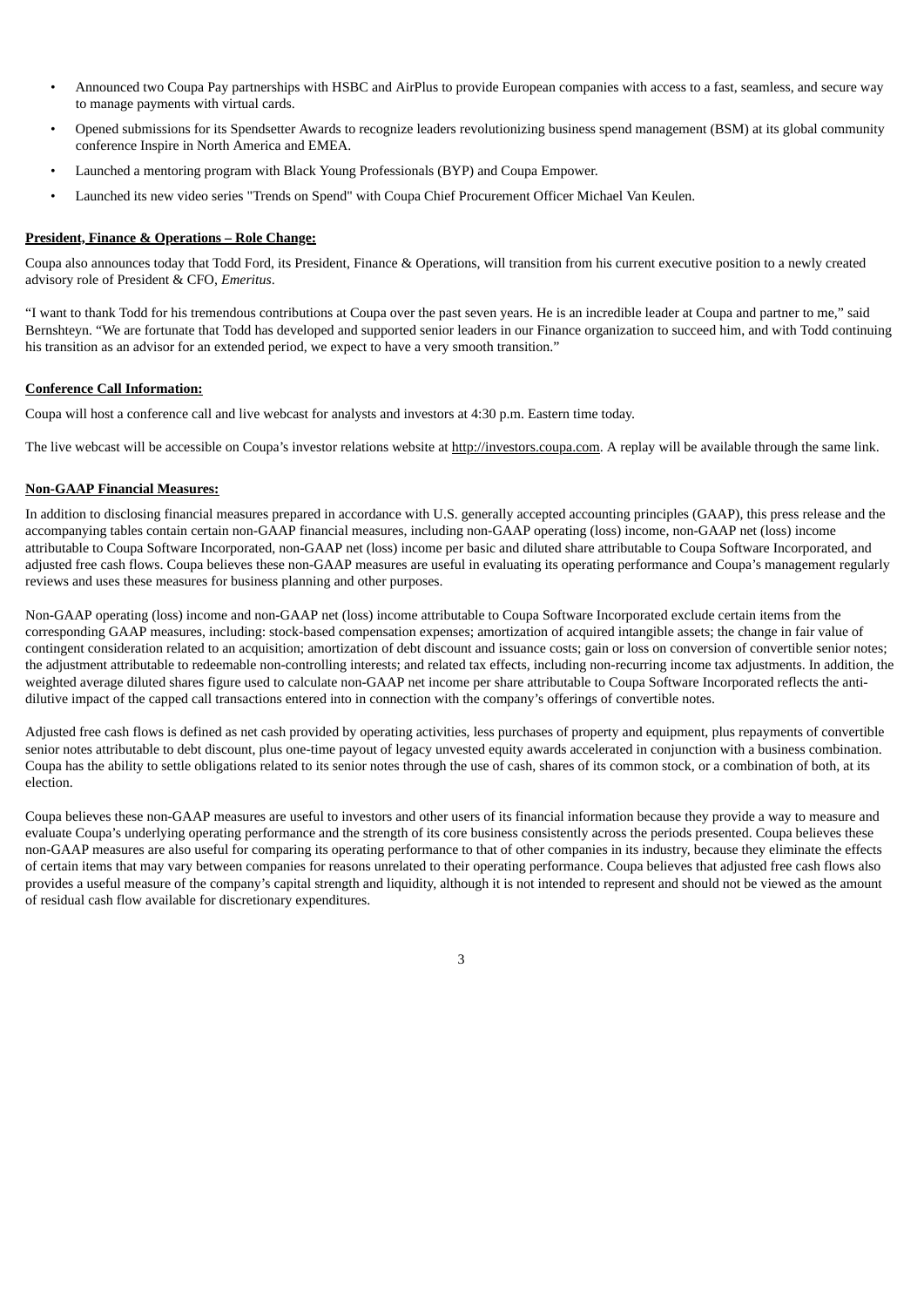- Announced two Coupa Pay partnerships with HSBC and AirPlus to provide European companies with access to a fast, seamless, and secure way to manage payments with virtual cards.
- Opened submissions for its Spendsetter Awards to recognize leaders revolutionizing business spend management (BSM) at its global community conference Inspire in North America and EMEA.
- Launched a mentoring program with Black Young Professionals (BYP) and Coupa Empower.
- Launched its new video series "Trends on Spend" with Coupa Chief Procurement Officer Michael Van Keulen.

**President, Finance & Operations – Role Change:**

Coupa also announces today that Todd Ford, its President, Finance & Operations, will transition from his current executive position to a newly created advisory role of President & CFO, *Emeritus*.

"I want to thank Todd for his tremendous contributions at Coupa over the past seven years. He is an incredible leader at Coupa and partner to me," said Bernshteyn. "We are fortunate that Todd has developed and supported senior leaders in our Finance organization to succeed him, and with Todd continuing his transition as an advisor for an extended period, we expect to have a very smooth transition."

**Conference Call Information:**

Coupa will host a conference call and live webcast for analysts and investors at 4:30 p.m. Eastern time today.

The live webcast will be accessible on Coupa's investor relations website at http://investors.coupa.com. A replay will be available through the same link.

**Non-GAAP Financial Measures:**

In addition to disclosing financial measures prepared in accordance with U.S. generally accepted accounting principles (GAAP), this press release and the accompanying tables contain certain non-GAAP financial measures, including non-GAAP operating (loss) income, non-GAAP net (loss) income attributable to Coupa Software Incorporated, non-GAAP net (loss) income per basic and diluted share attributable to Coupa Software Incorporated, and adjusted free cash flows. Coupa believes these non-GAAP measures are useful in evaluating its operating performance and Coupa's management regularly reviews and uses these measures for business planning and other purposes.

Non-GAAP operating (loss) income and non-GAAP net (loss) income attributable to Coupa Software Incorporated exclude certain items from the corresponding GAAP measures, including: stock-based compensation expenses; amortization of acquired intangible assets; the change in fair value of contingent consideration related to an acquisition; amortization of debt discount and issuance costs; gain or loss on conversion of convertible senior notes; the adjustment attributable to redeemable non-controlling interests; and related tax effects, including non-recurring income tax adjustments. In addition, the weighted average diluted shares figure used to calculate non-GAAP net income per share attributable to Coupa Software Incorporated reflects the anti-dilutive impact of the capped call transactions entered into in connection with the company's offerings of convertible notes.

Adjusted free cash flows is defined as net cash provided by operating activities, less purchases of property and equipment, plus repayments of convertible senior notes attributable to debt discount, plus one-time payout of legacy unvested equity awards accelerated in conjunction with a business combination. Coupa has the ability to settle obligations related to its senior notes through the use of cash, shares of its common stock, or a combination of both, at its election.

Coupa believes these non-GAAP measures are useful to investors and other users of its financial information because they provide a way to measure and evaluate Coupa's underlying operating performance and the strength of its core business consistently across the periods presented. Coupa believes these non-GAAP measures are also useful for comparing its operating performance to that of other companies in its industry, because they eliminate the effects of certain items that may vary between companies for reasons unrelated to their operating performance. Coupa believes that adjusted free cash flows also provides a useful measure of the company's capital strength and liquidity, although it is not intended to represent and should not be viewed as the amount of residual cash flow available for discretionary expenditures.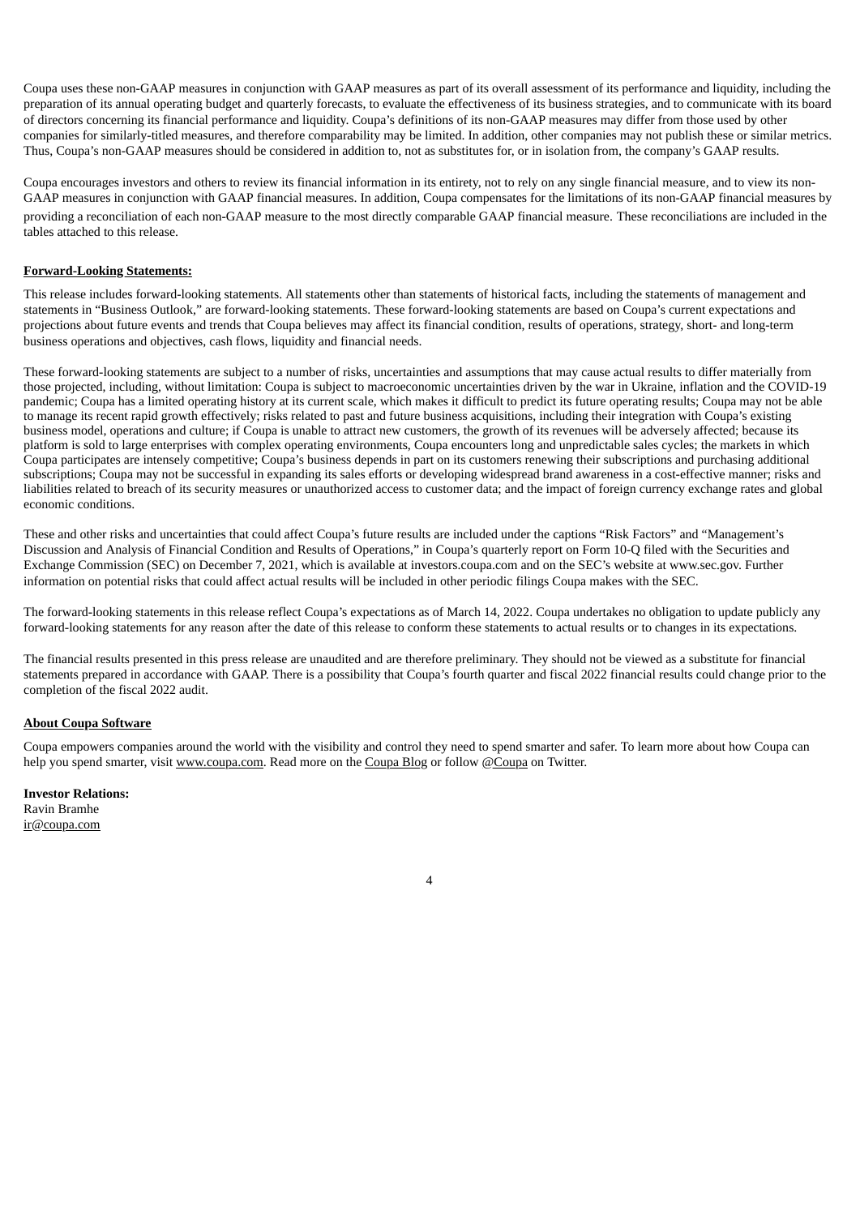Coupa uses these non-GAAP measures in conjunction with GAAP measures as part of its overall assessment of its performance and liquidity, including the preparation of its annual operating budget and quarterly forecasts, to evaluate the effectiveness of its business strategies, and to communicate with its board of directors concerning its financial performance and liquidity. Coupa's definitions of its non-GAAP measures may differ from those used by other companies for similarly-titled measures, and therefore comparability may be limited. In addition, other companies may not publish these or similar metrics. Thus, Coupa's non-GAAP measures should be considered in addition to, not as substitutes for, or in isolation from, the company's GAAP results.

Coupa encourages investors and others to review its financial information in its entirety, not to rely on any single financial measure, and to view its non-GAAP measures in conjunction with GAAP financial measures. In addition, Coupa compensates for the limitations of its non-GAAP financial measures by providing a reconciliation of each non-GAAP measure to the most directly comparable GAAP financial measure. These reconciliations are included in the tables attached to this release.

**Forward-Looking Statements:**

This release includes forward-looking statements. All statements other than statements of historical facts, including the statements of management and statements in "Business Outlook," are forward-looking statements. These forward-looking statements are based on Coupa's current expectations and projections about future events and trends that Coupa believes may affect its financial condition, results of operations, strategy, short- and long-term business operations and objectives, cash flows, liquidity and financial needs.

These forward-looking statements are subject to a number of risks, uncertainties and assumptions that may cause actual results to differ materially from those projected, including, without limitation: Coupa is subject to macroeconomic uncertainties driven by the war in Ukraine, inflation and the COVID-19 pandemic; Coupa has a limited operating history at its current scale, which makes it difficult to predict its future operating results; Coupa may not be able to manage its recent rapid growth effectively; risks related to past and future business acquisitions, including their integration with Coupa's existing business model, operations and culture; if Coupa is unable to attract new customers, the growth of its revenues will be adversely affected; because its platform is sold to large enterprises with complex operating environments, Coupa encounters long and unpredictable sales cycles; the markets in which Coupa participates are intensely competitive; Coupa's business depends in part on its customers renewing their subscriptions and purchasing additional subscriptions; Coupa may not be successful in expanding its sales efforts or developing widespread brand awareness in a cost-effective manner; risks and liabilities related to breach of its security measures or unauthorized access to customer data; and the impact of foreign currency exchange rates and global economic conditions.

These and other risks and uncertainties that could affect Coupa's future results are included under the captions "Risk Factors" and "Management's Discussion and Analysis of Financial Condition and Results of Operations," in Coupa's quarterly report on Form 10-Q filed with the Securities and Exchange Commission (SEC) on December 7, 2021, which is available at investors.coupa.com and on the SEC's website at www.sec.gov. Further information on potential risks that could affect actual results will be included in other periodic filings Coupa makes with the SEC.

The forward-looking statements in this release reflect Coupa's expectations as of March 14, 2022. Coupa undertakes no obligation to update publicly any forward-looking statements for any reason after the date of this release to conform these statements to actual results or to changes in its expectations.

The financial results presented in this press release are unaudited and are therefore preliminary. They should not be viewed as a substitute for financial statements prepared in accordance with GAAP. There is a possibility that Coupa's fourth quarter and fiscal 2022 financial results could change prior to the completion of the fiscal 2022 audit.

**About Coupa Software**

Coupa empowers companies around the world with the visibility and control they need to spend smarter and safer. To learn more about how Coupa can help you spend smarter, visit www.coupa.com. Read more on the Coupa Blog or follow @Coupa on Twitter.

**Investor Relations:**
Ravin Bramhe
ir@coupa.com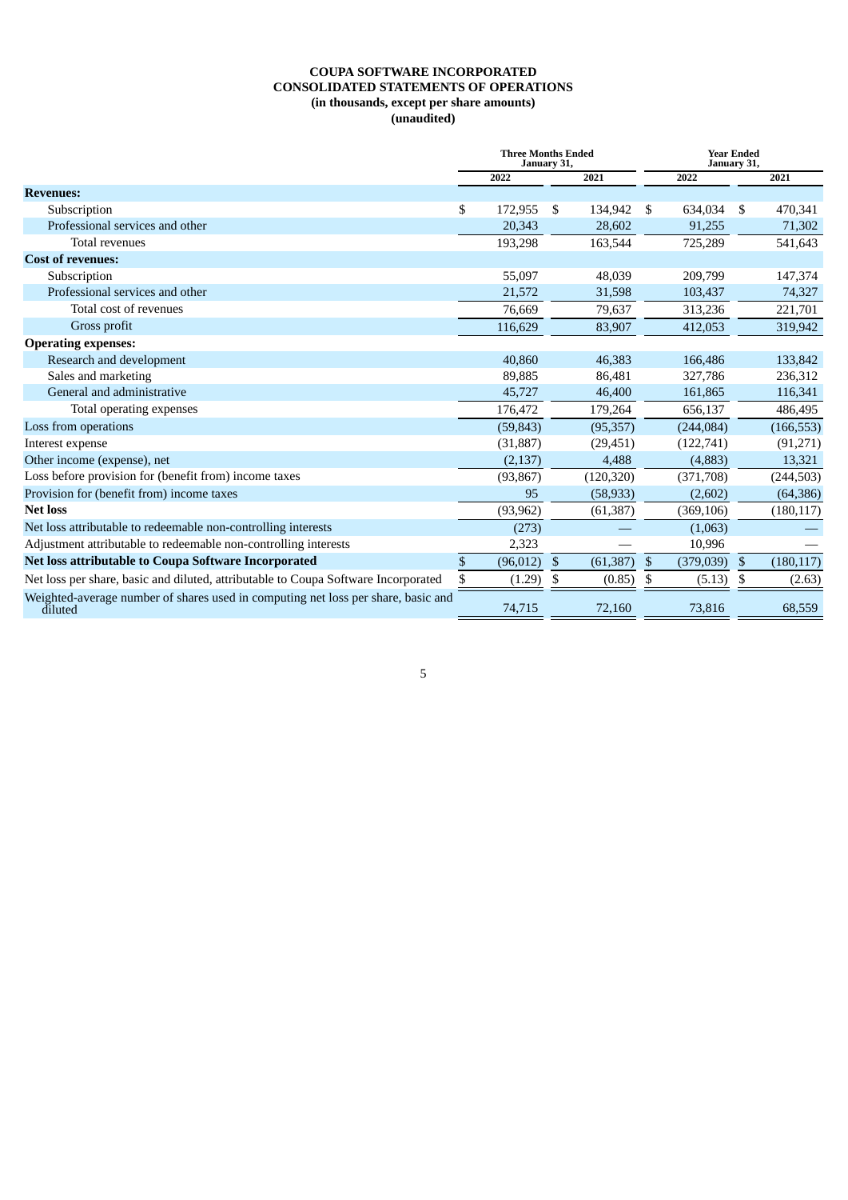# COUPA SOFTWARE INCORPORATED
## CONSOLIDATED STATEMENTS OF OPERATIONS
### (in thousands, except per share amounts)
### (unaudited)

| | Three Months Ended January 31, | | Year Ended January 31, | |
|---|---|---|---|---|
| | 2022 | 2021 | 2022 | 2021 |
| **Revenues:** | | | | |
| Subscription | $ 172,955 | $ 134,942 | $ 634,034 | $ 470,341 |
| Professional services and other | 20,343 | 28,602 | 91,255 | 71,302 |
| Total revenues | 193,298 | 163,544 | 725,289 | 541,643 |
| **Cost of revenues:** | | | | |
| Subscription | 55,097 | 48,039 | 209,799 | 147,374 |
| Professional services and other | 21,572 | 31,598 | 103,437 | 74,327 |
| Total cost of revenues | 76,669 | 79,637 | 313,236 | 221,701 |
| Gross profit | 116,629 | 83,907 | 412,053 | 319,942 |
| **Operating expenses:** | | | | |
| Research and development | 40,860 | 46,383 | 166,486 | 133,842 |
| Sales and marketing | 89,885 | 86,481 | 327,786 | 236,312 |
| General and administrative | 45,727 | 46,400 | 161,865 | 116,341 |
| Total operating expenses | 176,472 | 179,264 | 656,137 | 486,495 |
| Loss from operations | (59,843) | (95,357) | (244,084) | (166,553) |
| Interest expense | (31,887) | (29,451) | (122,741) | (91,271) |
| Other income (expense), net | (2,137) | 4,488 | (4,883) | 13,321 |
| Loss before provision for (benefit from) income taxes | (93,867) | (120,320) | (371,708) | (244,503) |
| Provision for (benefit from) income taxes | 95 | (58,933) | (2,602) | (64,386) |
| **Net loss** | (93,962) | (61,387) | (369,106) | (180,117) |
| Net loss attributable to redeemable non-controlling interests | (273) | — | (1,063) | — |
| Adjustment attributable to redeemable non-controlling interests | 2,323 | — | 10,996 | — |
| **Net loss attributable to Coupa Software Incorporated** | $ (96,012) | $ (61,387) | $ (379,039) | $ (180,117) |
| Net loss per share, basic and diluted, attributable to Coupa Software Incorporated | $ (1.29) | $ (0.85) | $ (5.13) | $ (2.63) |
| Weighted-average number of shares used in computing net loss per share, basic and diluted | 74,715 | 72,160 | 73,816 | 68,559 |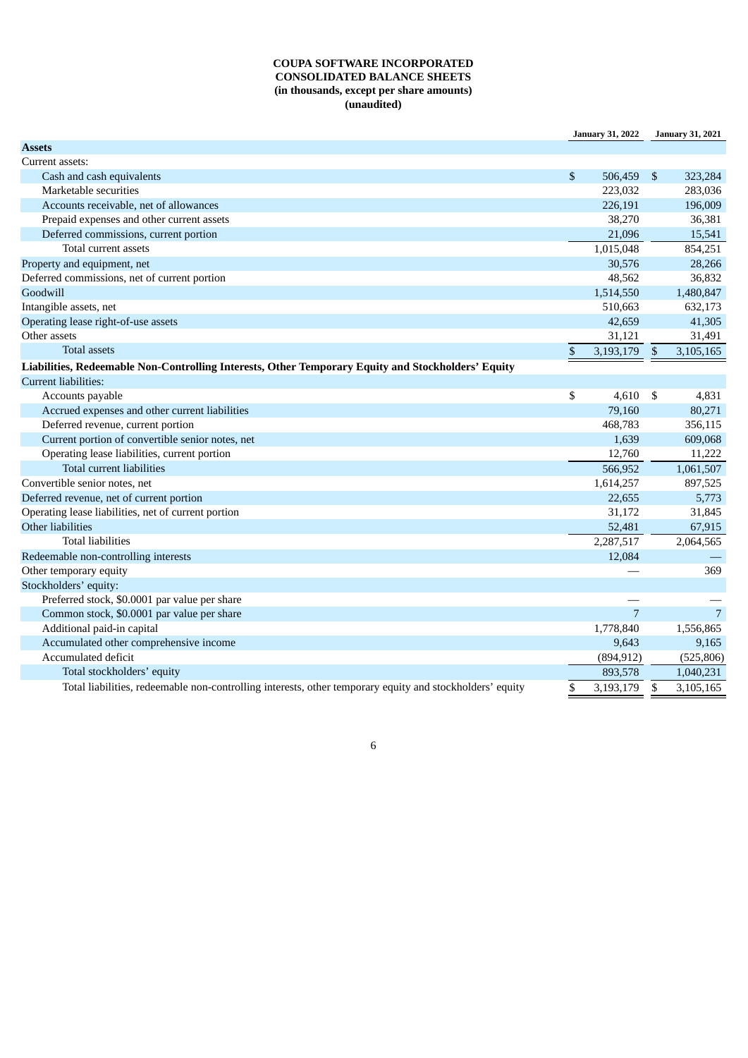**COUPA SOFTWARE INCORPORATED**
**CONSOLIDATED BALANCE SHEETS**
**(in thousands, except per share amounts)**
**(unaudited)**

| | January 31, 2022 | January 31, 2021 |
|---|---|---|
| **Assets** | | |
| Current assets: | | |
| Cash and cash equivalents | $ 506,459 | $ 323,284 |
| Marketable securities | 223,032 | 283,036 |
| Accounts receivable, net of allowances | 226,191 | 196,009 |
| Prepaid expenses and other current assets | 38,270 | 36,381 |
| Deferred commissions, current portion | 21,096 | 15,541 |
| Total current assets | 1,015,048 | 854,251 |
| Property and equipment, net | 30,576 | 28,266 |
| Deferred commissions, net of current portion | 48,562 | 36,832 |
| Goodwill | 1,514,550 | 1,480,847 |
| Intangible assets, net | 510,663 | 632,173 |
| Operating lease right-of-use assets | 42,659 | 41,305 |
| Other assets | 31,121 | 31,491 |
| Total assets | $ 3,193,179 | $ 3,105,165 |
| **Liabilities, Redeemable Non-Controlling Interests, Other Temporary Equity and Stockholders' Equity** | | |
| Current liabilities: | | |
| Accounts payable | $ 4,610 | $ 4,831 |
| Accrued expenses and other current liabilities | 79,160 | 80,271 |
| Deferred revenue, current portion | 468,783 | 356,115 |
| Current portion of convertible senior notes, net | 1,639 | 609,068 |
| Operating lease liabilities, current portion | 12,760 | 11,222 |
| Total current liabilities | 566,952 | 1,061,507 |
| Convertible senior notes, net | 1,614,257 | 897,525 |
| Deferred revenue, net of current portion | 22,655 | 5,773 |
| Operating lease liabilities, net of current portion | 31,172 | 31,845 |
| Other liabilities | 52,481 | 67,915 |
| Total liabilities | 2,287,517 | 2,064,565 |
| Redeemable non-controlling interests | 12,084 | — |
| Other temporary equity | — | 369 |
| Stockholders' equity: | | |
| Preferred stock, $0.0001 par value per share | — | — |
| Common stock, $0.0001 par value per share | 7 | 7 |
| Additional paid-in capital | 1,778,840 | 1,556,865 |
| Accumulated other comprehensive income | 9,643 | 9,165 |
| Accumulated deficit | (894,912) | (525,806) |
| Total stockholders' equity | 893,578 | 1,040,231 |
| Total liabilities, redeemable non-controlling interests, other temporary equity and stockholders' equity | $ 3,193,179 | $ 3,105,165 |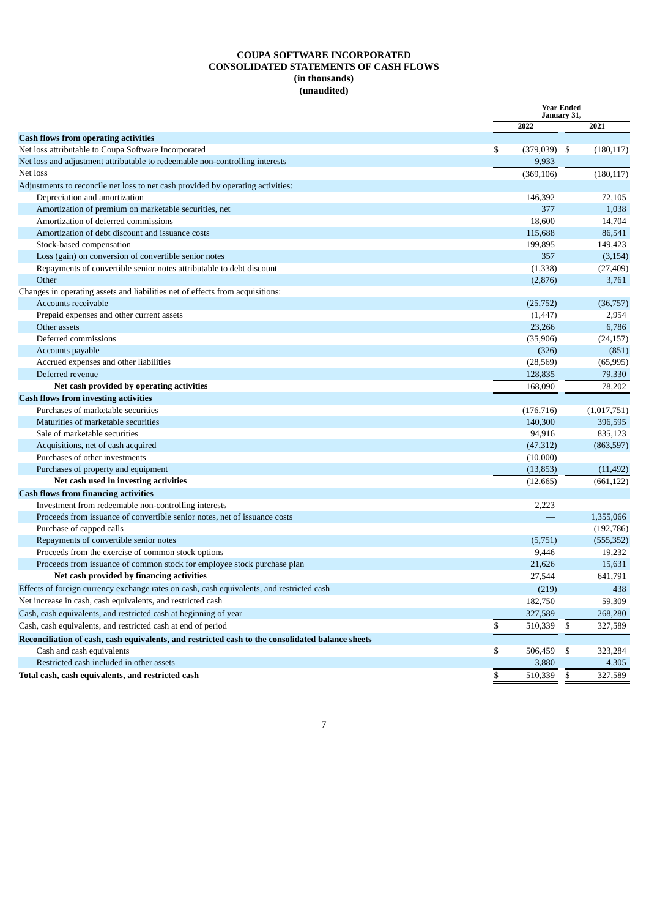# COUPA SOFTWARE INCORPORATED
# CONSOLIDATED STATEMENTS OF CASH FLOWS
**(in thousands)**
**(unaudited)**

| | Year Ended January 31, | |
|---|---|---|
| | 2022 | 2021 |
| **Cash flows from operating activities** | | |
| Net loss attributable to Coupa Software Incorporated | $ (379,039) | $ (180,117) |
| Net loss and adjustment attributable to redeemable non-controlling interests | 9,933 | — |
| Net loss | (369,106) | (180,117) |
| Adjustments to reconcile net loss to net cash provided by operating activities: | | |
| Depreciation and amortization | 146,392 | 72,105 |
| Amortization of premium on marketable securities, net | 377 | 1,038 |
| Amortization of deferred commissions | 18,600 | 14,704 |
| Amortization of debt discount and issuance costs | 115,688 | 86,541 |
| Stock-based compensation | 199,895 | 149,423 |
| Loss (gain) on conversion of convertible senior notes | 357 | (3,154) |
| Repayments of convertible senior notes attributable to debt discount | (1,338) | (27,409) |
| Other | (2,876) | 3,761 |
| Changes in operating assets and liabilities net of effects from acquisitions: | | |
| Accounts receivable | (25,752) | (36,757) |
| Prepaid expenses and other current assets | (1,447) | 2,954 |
| Other assets | 23,266 | 6,786 |
| Deferred commissions | (35,906) | (24,157) |
| Accounts payable | (326) | (851) |
| Accrued expenses and other liabilities | (28,569) | (65,995) |
| Deferred revenue | 128,835 | 79,330 |
| **Net cash provided by operating activities** | 168,090 | 78,202 |
| **Cash flows from investing activities** | | |
| Purchases of marketable securities | (176,716) | (1,017,751) |
| Maturities of marketable securities | 140,300 | 396,595 |
| Sale of marketable securities | 94,916 | 835,123 |
| Acquisitions, net of cash acquired | (47,312) | (863,597) |
| Purchases of other investments | (10,000) | — |
| Purchases of property and equipment | (13,853) | (11,492) |
| **Net cash used in investing activities** | (12,665) | (661,122) |
| **Cash flows from financing activities** | | |
| Investment from redeemable non-controlling interests | 2,223 | — |
| Proceeds from issuance of convertible senior notes, net of issuance costs | — | 1,355,066 |
| Purchase of capped calls | — | (192,786) |
| Repayments of convertible senior notes | (5,751) | (555,352) |
| Proceeds from the exercise of common stock options | 9,446 | 19,232 |
| Proceeds from issuance of common stock for employee stock purchase plan | 21,626 | 15,631 |
| **Net cash provided by financing activities** | 27,544 | 641,791 |
| Effects of foreign currency exchange rates on cash, cash equivalents, and restricted cash | (219) | 438 |
| Net increase in cash, cash equivalents, and restricted cash | 182,750 | 59,309 |
| Cash, cash equivalents, and restricted cash at beginning of year | 327,589 | 268,280 |
| Cash, cash equivalents, and restricted cash at end of period | $ 510,339 | $ 327,589 |
| **Reconciliation of cash, cash equivalents, and restricted cash to the consolidated balance sheets** | | |
| Cash and cash equivalents | $ 506,459 | $ 323,284 |
| Restricted cash included in other assets | 3,880 | 4,305 |
| **Total cash, cash equivalents, and restricted cash** | $ 510,339 | $ 327,589 |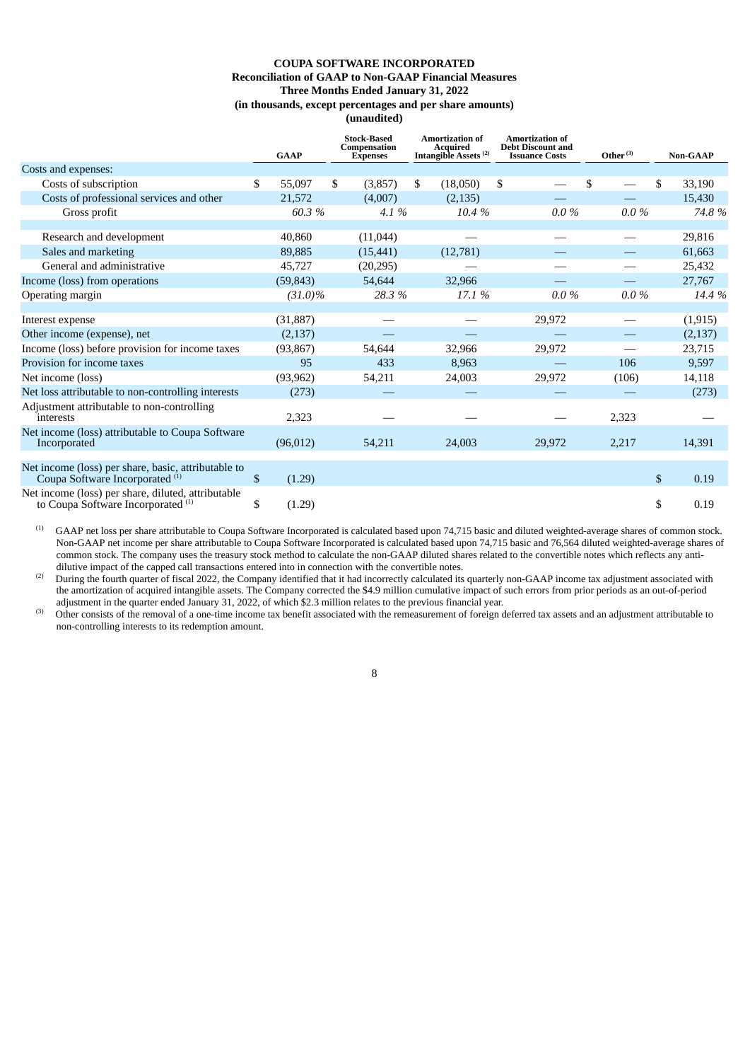**COUPA SOFTWARE INCORPORATED**
**Reconciliation of GAAP to Non-GAAP Financial Measures**
**Three Months Ended January 31, 2022**
**(in thousands, except percentages and per share amounts)**
**(unaudited)**

| | GAAP | Stock-Based Compensation Expenses | Amortization of Acquired Intangible Assets [(2)] | Amortization of Debt Discount and Issuance Costs | Other [(3)] | Non-GAAP |
|---|---|---|---|---|---|---|
| Costs and expenses: | | | | | | |
| Costs of subscription | $ 55,097 | $ (3,857) | $ (18,050) | $ — | $ — | $ 33,190 |
| Costs of professional services and other | 21,572 | (4,007) | (2,135) | — | — | 15,430 |
| Gross profit | *60.3 %* | *4.1 %* | *10.4 %* | *0.0 %* | *0.0 %* | *74.8 %* |
| | | | | | | |
| Research and development | 40,860 | (11,044) | — | — | — | 29,816 |
| Sales and marketing | 89,885 | (15,441) | (12,781) | — | — | 61,663 |
| General and administrative | 45,727 | (20,295) | — | — | — | 25,432 |
| Income (loss) from operations | (59,843) | 54,644 | 32,966 | — | — | 27,767 |
| Operating margin | *(31.0)%* | *28.3 %* | *17.1 %* | *0.0 %* | *0.0 %* | *14.4 %* |
| | | | | | | |
| Interest expense | (31,887) | — | — | 29,972 | — | (1,915) |
| Other income (expense), net | (2,137) | — | — | — | — | (2,137) |
| Income (loss) before provision for income taxes | (93,867) | 54,644 | 32,966 | 29,972 | — | 23,715 |
| Provision for income taxes | 95 | 433 | 8,963 | — | 106 | 9,597 |
| Net income (loss) | (93,962) | 54,211 | 24,003 | 29,972 | (106) | 14,118 |
| Net loss attributable to non-controlling interests | (273) | — | — | — | — | (273) |
| Adjustment attributable to non-controlling interests | 2,323 | — | — | — | 2,323 | — |
| Net income (loss) attributable to Coupa Software Incorporated | (96,012) | 54,211 | 24,003 | 29,972 | 2,217 | 14,391 |
| | | | | | | |
| Net income (loss) per share, basic, attributable to Coupa Software Incorporated [(1)] | $ (1.29) | | | | | $ 0.19 |
| Net income (loss) per share, diluted, attributable to Coupa Software Incorporated [(1)] | $ (1.29) | | | | | $ 0.19 |

(1) GAAP net loss per share attributable to Coupa Software Incorporated is calculated based upon 74,715 basic and diluted weighted-average shares of common stock. Non-GAAP net income per share attributable to Coupa Software Incorporated is calculated based upon 74,715 basic and 76,564 diluted weighted-average shares of common stock. The company uses the treasury stock method to calculate the non-GAAP diluted shares related to the convertible notes which reflects any anti-dilutive impact of the capped call transactions entered into in connection with the convertible notes.

(2) During the fourth quarter of fiscal 2022, the Company identified that it had incorrectly calculated its quarterly non-GAAP income tax adjustment associated with the amortization of acquired intangible assets. The Company corrected the $4.9 million cumulative impact of such errors from prior periods as an out-of-period adjustment in the quarter ended January 31, 2022, of which $2.3 million relates to the previous financial year.

(3) Other consists of the removal of a one-time income tax benefit associated with the remeasurement of foreign deferred tax assets and an adjustment attributable to non-controlling interests to its redemption amount.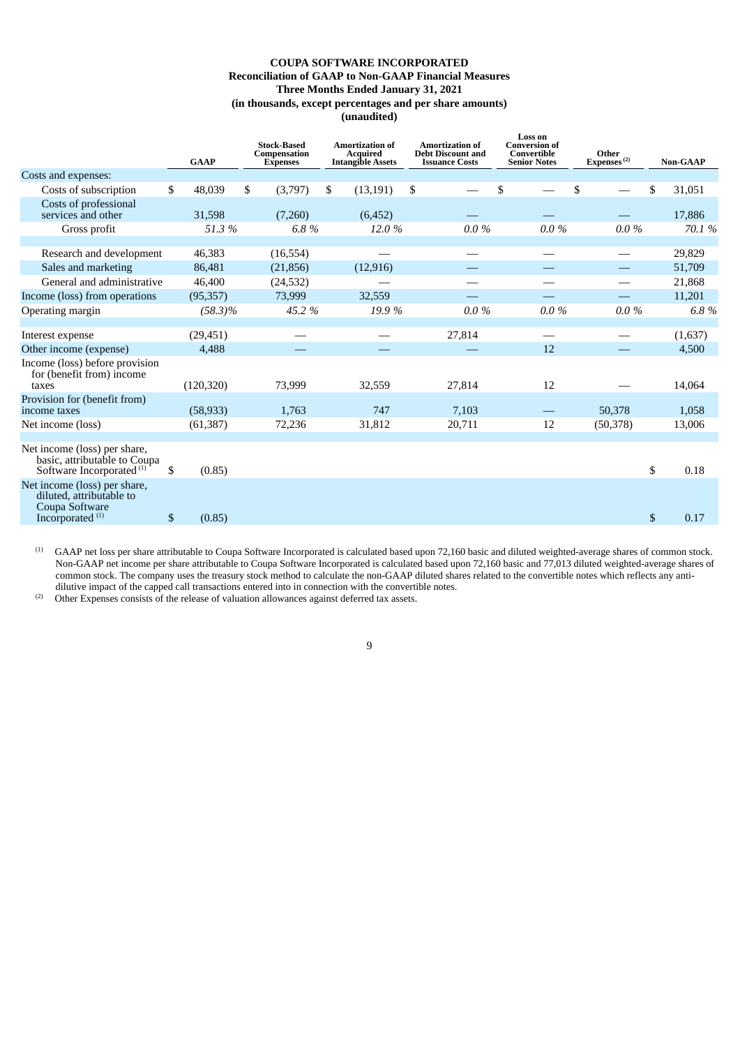**COUPA SOFTWARE INCORPORATED**
**Reconciliation of GAAP to Non-GAAP Financial Measures**
**Three Months Ended January 31, 2021**
**(in thousands, except percentages and per share amounts)**
**(unaudited)**

| | GAAP | Stock-Based Compensation Expenses | Amortization of Acquired Intangible Assets | Amortization of Debt Discount and Issuance Costs | Loss on Conversion of Convertible Senior Notes | Other Expenses [2] | Non-GAAP |
|---|---|---|---|---|---|---|---|
| Costs and expenses: | | | | | | | |
| Costs of subscription | $ 48,039 | $ (3,797) | $ (13,191) | $ — | $ — | $ — | $ 31,051 |
| Costs of professional services and other | 31,598 | (7,260) | (6,452) | — | — | — | 17,886 |
| Gross profit | *51.3 %* | *6.8 %* | *12.0 %* | *0.0 %* | *0.0 %* | *0.0 %* | *70.1 %* |
| | | | | | | | |
| Research and development | 46,383 | (16,554) | — | — | — | — | 29,829 |
| Sales and marketing | 86,481 | (21,856) | (12,916) | — | — | — | 51,709 |
| General and administrative | 46,400 | (24,532) | — | — | — | — | 21,868 |
| Income (loss) from operations | (95,357) | 73,999 | 32,559 | — | — | — | 11,201 |
| Operating margin | *(58.3)%* | *45.2 %* | *19.9 %* | *0.0 %* | *0.0 %* | *0.0 %* | *6.8 %* |
| | | | | | | | |
| Interest expense | (29,451) | — | — | 27,814 | — | — | (1,637) |
| Other income (expense) | 4,488 | — | — | — | 12 | — | 4,500 |
| Income (loss) before provision for (benefit from) income taxes | (120,320) | 73,999 | 32,559 | 27,814 | 12 | — | 14,064 |
| Provision for (benefit from) income taxes | (58,933) | 1,763 | 747 | 7,103 | — | 50,378 | 1,058 |
| Net income (loss) | (61,387) | 72,236 | 31,812 | 20,711 | 12 | (50,378) | 13,006 |
| | | | | | | | |
| Net income (loss) per share, basic, attributable to Coupa Software Incorporated [1] | $ (0.85) | | | | | | $ 0.18 |
| Net income (loss) per share, diluted, attributable to Coupa Software Incorporated [1] | $ (0.85) | | | | | | $ 0.17 |

(1) GAAP net loss per share attributable to Coupa Software Incorporated is calculated based upon 72,160 basic and diluted weighted-average shares of common stock. Non-GAAP net income per share attributable to Coupa Software Incorporated is calculated based upon 72,160 basic and 77,013 diluted weighted-average shares of common stock. The company uses the treasury stock method to calculate the non-GAAP diluted shares related to the convertible notes which reflects any anti-dilutive impact of the capped call transactions entered into in connection with the convertible notes.

(2) Other Expenses consists of the release of valuation allowances against deferred tax assets.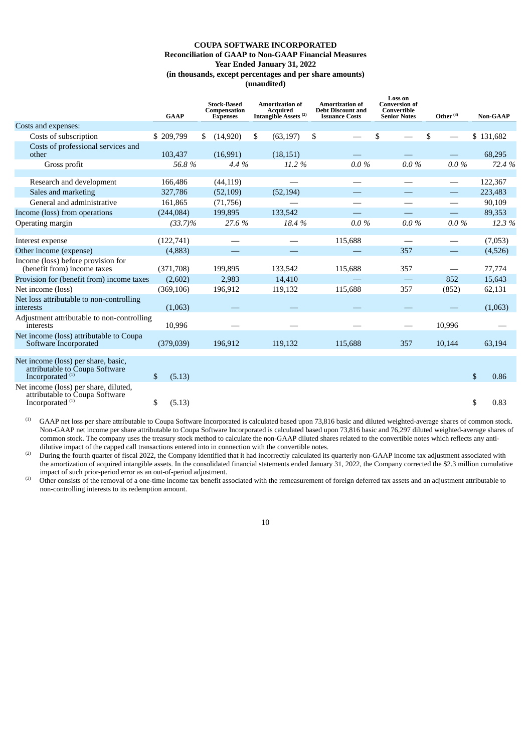**COUPA SOFTWARE INCORPORATED**
**Reconciliation of GAAP to Non-GAAP Financial Measures**
**Year Ended January 31, 2022**
**(in thousands, except percentages and per share amounts)**
**(unaudited)**

| | GAAP | Stock-Based Compensation Expenses | Amortization of Acquired Intangible Assets [(2)] | Amortization of Debt Discount and Issuance Costs | Loss on Conversion of Convertible Senior Notes | Other [(3)] | Non-GAAP |
|---|---|---|---|---|---|---|---|
| Costs and expenses: | | | | | | | |
| Costs of subscription | $ 209,799 | $ (14,920) | $ (63,197) | $ — | $ — | $ — | $ 131,682 |
| Costs of professional services and other | 103,437 | (16,991) | (18,151) | — | — | — | 68,295 |
| Gross profit | *56.8 %* | *4.4 %* | *11.2 %* | *0.0 %* | *0.0 %* | *0.0 %* | *72.4 %* |
| | | | | | | | |
| Research and development | 166,486 | (44,119) | — | — | — | — | 122,367 |
| Sales and marketing | 327,786 | (52,109) | (52,194) | — | — | — | 223,483 |
| General and administrative | 161,865 | (71,756) | — | — | — | — | 90,109 |
| Income (loss) from operations | (244,084) | 199,895 | 133,542 | — | — | — | 89,353 |
| Operating margin | *(33.7)%* | *27.6 %* | *18.4 %* | *0.0 %* | *0.0 %* | *0.0 %* | *12.3 %* |
| | | | | | | | |
| Interest expense | (122,741) | — | — | 115,688 | — | — | (7,053) |
| Other income (expense) | (4,883) | — | — | — | 357 | — | (4,526) |
| Income (loss) before provision for (benefit from) income taxes | (371,708) | 199,895 | 133,542 | 115,688 | 357 | — | 77,774 |
| Provision for (benefit from) income taxes | (2,602) | 2,983 | 14,410 | — | — | 852 | 15,643 |
| Net income (loss) | (369,106) | 196,912 | 119,132 | 115,688 | 357 | (852) | 62,131 |
| Net loss attributable to non-controlling interests | (1,063) | — | — | — | — | — | (1,063) |
| Adjustment attributable to non-controlling interests | 10,996 | — | — | — | — | 10,996 | — |
| Net income (loss) attributable to Coupa Software Incorporated | (379,039) | 196,912 | 119,132 | 115,688 | 357 | 10,144 | 63,194 |
| | | | | | | | |
| Net income (loss) per share, basic, attributable to Coupa Software Incorporated [(1)] | $ (5.13) | | | | | | $ 0.86 |
| Net income (loss) per share, diluted, attributable to Coupa Software Incorporated [(1)] | $ (5.13) | | | | | | $ 0.83 |

(1) GAAP net loss per share attributable to Coupa Software Incorporated is calculated based upon 73,816 basic and diluted weighted-average shares of common stock. Non-GAAP net income per share attributable to Coupa Software Incorporated is calculated based upon 73,816 basic and 76,297 diluted weighted-average shares of common stock. The company uses the treasury stock method to calculate the non-GAAP diluted shares related to the convertible notes which reflects any anti-dilutive impact of the capped call transactions entered into in connection with the convertible notes.

(2) During the fourth quarter of fiscal 2022, the Company identified that it had incorrectly calculated its quarterly non-GAAP income tax adjustment associated with the amortization of acquired intangible assets. In the consolidated financial statements ended January 31, 2022, the Company corrected the $2.3 million cumulative impact of such prior-period error as an out-of-period adjustment.

(3) Other consists of the removal of a one-time income tax benefit associated with the remeasurement of foreign deferred tax assets and an adjustment attributable to non-controlling interests to its redemption amount.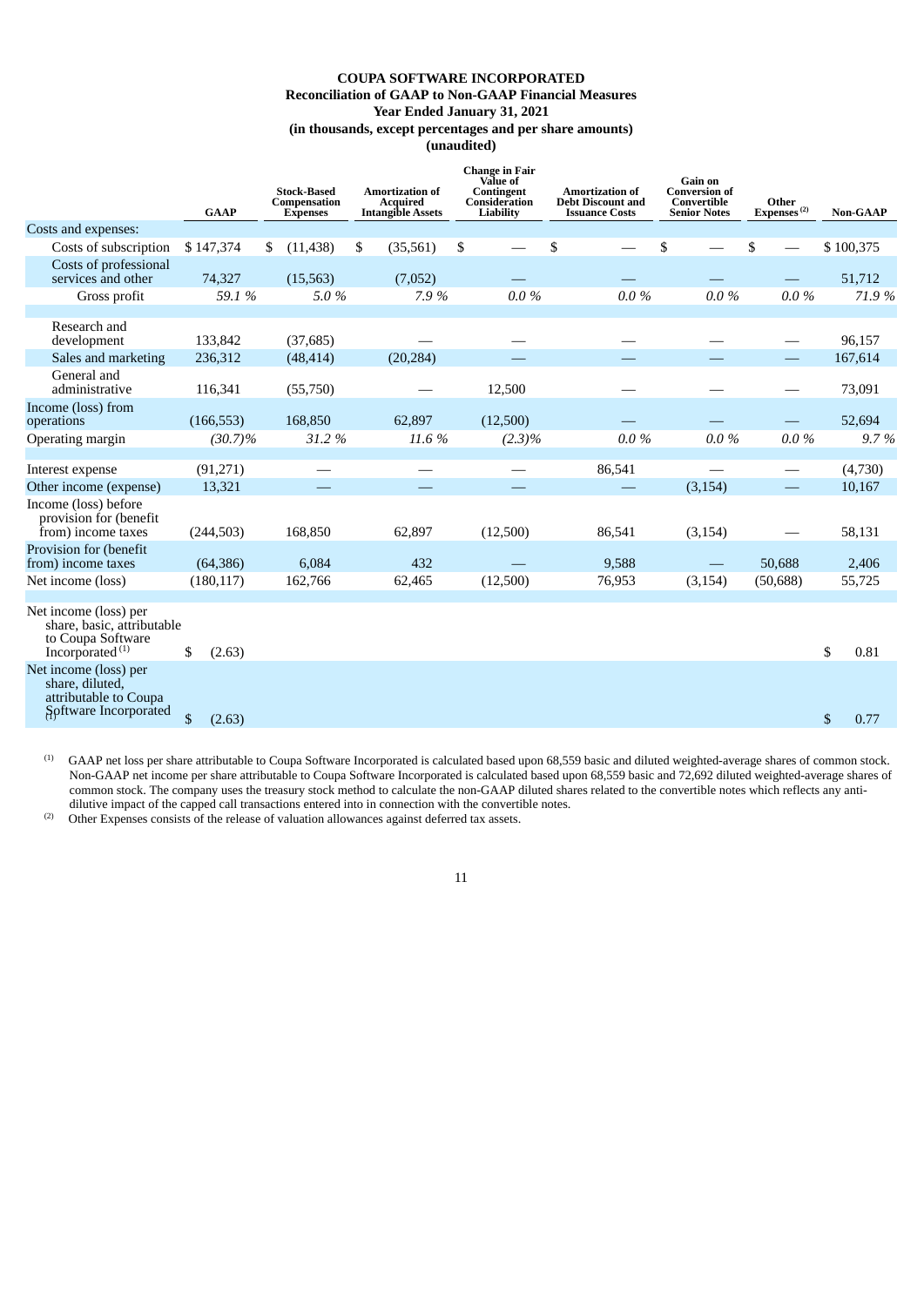**COUPA SOFTWARE INCORPORATED**
**Reconciliation of GAAP to Non-GAAP Financial Measures**
**Year Ended January 31, 2021**
**(in thousands, except percentages and per share amounts)**
**(unaudited)**

| | GAAP | Stock-Based Compensation Expenses | Amortization of Acquired Intangible Assets | Change in Fair Value of Contingent Consideration Liability | Amortization of Debt Discount and Issuance Costs | Gain on Conversion of Convertible Senior Notes | Other Expenses [(2)] | Non-GAAP |
|---|---|---|---|---|---|---|---|---|
| Costs and expenses: | | | | | | | | |
| Costs of subscription | $ 147,374 | $ (11,438) | $ (35,561) | $ — | $ — | $ — | $ — | $ 100,375 |
| Costs of professional services and other | 74,327 | (15,563) | (7,052) | — | — | — | — | 51,712 |
| Gross profit | *59.1 %* | *5.0 %* | *7.9 %* | *0.0 %* | *0.0 %* | *0.0 %* | *0.0 %* | *71.9 %* |
| Research and development | 133,842 | (37,685) | — | — | — | — | — | 96,157 |
| Sales and marketing | 236,312 | (48,414) | (20,284) | — | — | — | — | 167,614 |
| General and administrative | 116,341 | (55,750) | — | 12,500 | — | — | — | 73,091 |
| Income (loss) from operations | (166,553) | 168,850 | 62,897 | (12,500) | — | — | — | 52,694 |
| Operating margin | *(30.7)%* | *31.2 %* | *11.6 %* | *(2.3)%* | *0.0 %* | *0.0 %* | *0.0 %* | *9.7 %* |
| Interest expense | (91,271) | — | — | — | 86,541 | — | — | (4,730) |
| Other income (expense) | 13,321 | — | — | — | — | (3,154) | — | 10,167 |
| Income (loss) before provision for (benefit from) income taxes | (244,503) | 168,850 | 62,897 | (12,500) | 86,541 | (3,154) | — | 58,131 |
| Provision for (benefit from) income taxes | (64,386) | 6,084 | 432 | — | 9,588 | — | 50,688 | 2,406 |
| Net income (loss) | (180,117) | 162,766 | 62,465 | (12,500) | 76,953 | (3,154) | (50,688) | 55,725 |
| Net income (loss) per share, basic, attributable to Coupa Software Incorporated [(1)] | $ (2.63) | | | | | | | $ 0.81 |
| Net income (loss) per share, diluted, attributable to Coupa Software Incorporated [(1)] | $ (2.63) | | | | | | | $ 0.77 |

(1) GAAP net loss per share attributable to Coupa Software Incorporated is calculated based upon 68,559 basic and diluted weighted-average shares of common stock. Non-GAAP net income per share attributable to Coupa Software Incorporated is calculated based upon 68,559 basic and 72,692 diluted weighted-average shares of common stock. The company uses the treasury stock method to calculate the non-GAAP diluted shares related to the convertible notes which reflects any anti-dilutive impact of the capped call transactions entered into in connection with the convertible notes.

(2) Other Expenses consists of the release of valuation allowances against deferred tax assets.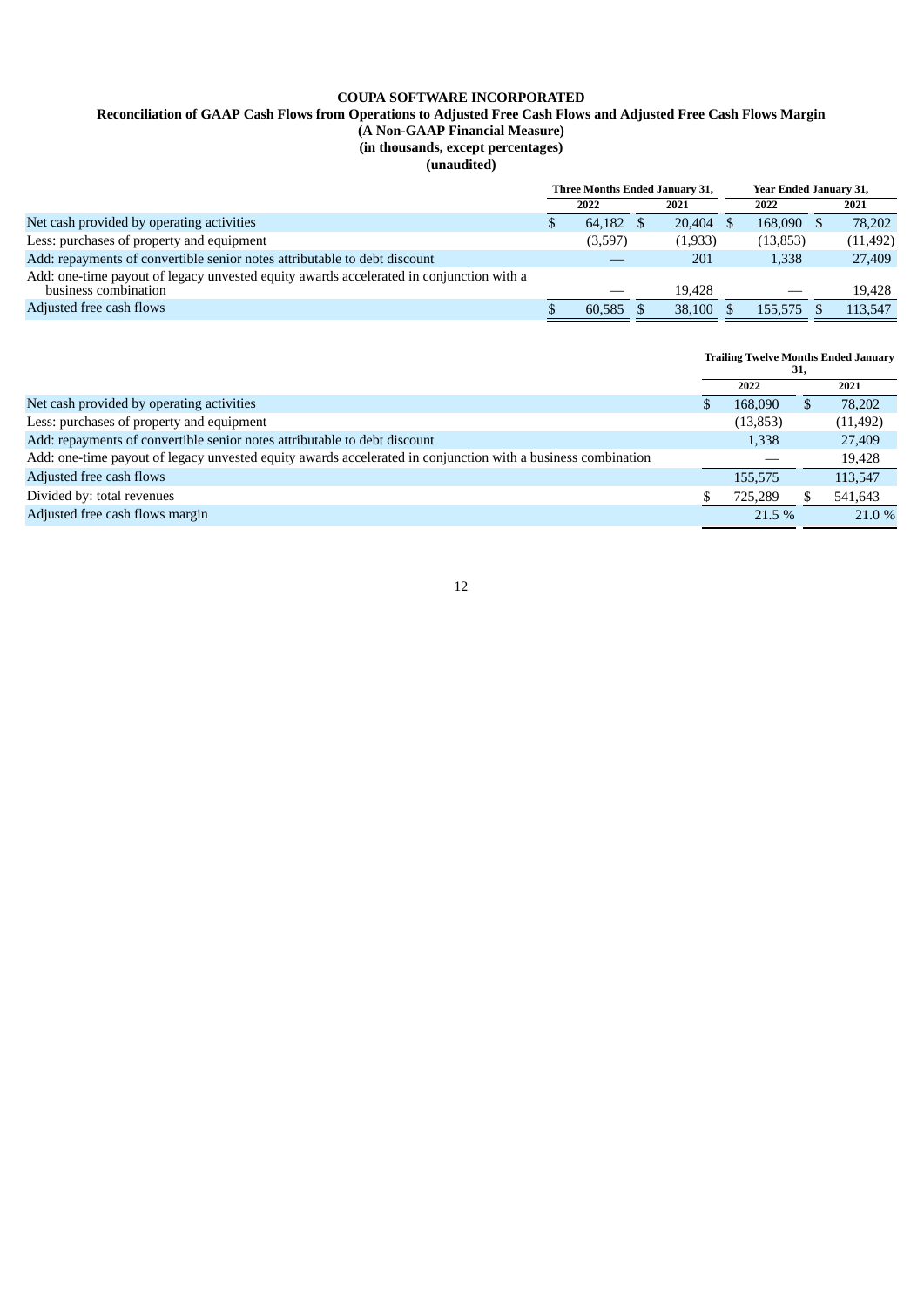**COUPA SOFTWARE INCORPORATED**

**Reconciliation of GAAP Cash Flows from Operations to Adjusted Free Cash Flows and Adjusted Free Cash Flows Margin**

**(A Non-GAAP Financial Measure)**

**(in thousands, except percentages)**

**(unaudited)**

| | Three Months Ended January 31, | | Year Ended January 31, | |
|---|---|---|---|---|
| | 2022 | 2021 | 2022 | 2021 |
| Net cash provided by operating activities | $ 64,182 | $ 20,404 | $ 168,090 | $ 78,202 |
| Less: purchases of property and equipment | (3,597) | (1,933) | (13,853) | (11,492) |
| Add: repayments of convertible senior notes attributable to debt discount | — | 201 | 1,338 | 27,409 |
| Add: one-time payout of legacy unvested equity awards accelerated in conjunction with a business combination | — | 19,428 | — | 19,428 |
| Adjusted free cash flows | $ 60,585 | $ 38,100 | $ 155,575 | $ 113,547 |

| | Trailing Twelve Months Ended January 31, | |
|---|---|---|
| | 2022 | 2021 |
| Net cash provided by operating activities | $ 168,090 | $ 78,202 |
| Less: purchases of property and equipment | (13,853) | (11,492) |
| Add: repayments of convertible senior notes attributable to debt discount | 1,338 | 27,409 |
| Add: one-time payout of legacy unvested equity awards accelerated in conjunction with a business combination | — | 19,428 |
| Adjusted free cash flows | 155,575 | 113,547 |
| Divided by: total revenues | $ 725,289 | $ 541,643 |
| Adjusted free cash flows margin | 21.5 % | 21.0 % |